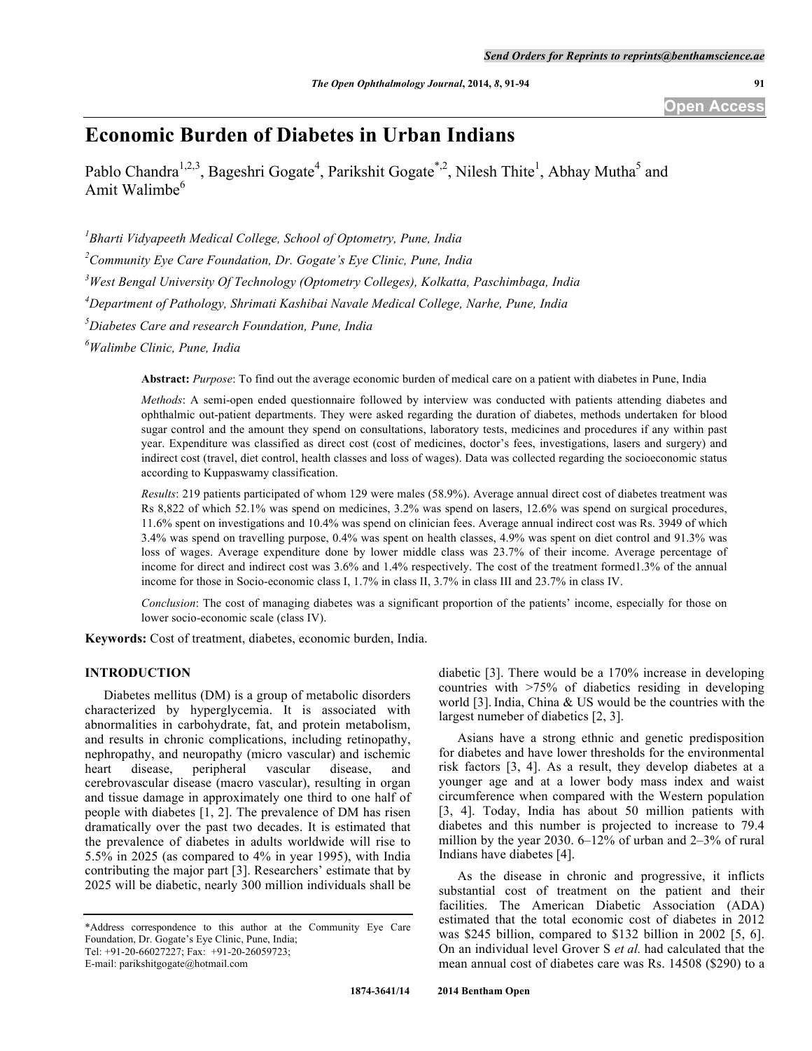# Economic Burden of Diabetes in Urban Indians

Pablo Chandra[1,2,3], Bageshri Gogate[4], Parikshit Gogate[*,2], Nilesh Thite[1], Abhay Mutha[5] and Amit Walimbe[6]

[1]Bharti Vidyapeeth Medical College, School of Optometry, Pune, India

[2]Community Eye Care Foundation, Dr. Gogate's Eye Clinic, Pune, India

[3]West Bengal University Of Technology (Optometry Colleges), Kolkatta, Paschimbaga, India

[4]Department of Pathology, Shrimati Kashibai Navale Medical College, Narhe, Pune, India

[5]Diabetes Care and research Foundation, Pune, India

[6]Walimbe Clinic, Pune, India

**Abstract:** *Purpose*: To find out the average economic burden of medical care on a patient with diabetes in Pune, India

*Methods*: A semi-open ended questionnaire followed by interview was conducted with patients attending diabetes and ophthalmic out-patient departments. They were asked regarding the duration of diabetes, methods undertaken for blood sugar control and the amount they spend on consultations, laboratory tests, medicines and procedures if any within past year. Expenditure was classified as direct cost (cost of medicines, doctor's fees, investigations, lasers and surgery) and indirect cost (travel, diet control, health classes and loss of wages). Data was collected regarding the socioeconomic status according to Kuppaswamy classification.

*Results*: 219 patients participated of whom 129 were males (58.9%). Average annual direct cost of diabetes treatment was Rs 8,822 of which 52.1% was spend on medicines, 3.2% was spend on lasers, 12.6% was spend on surgical procedures, 11.6% spent on investigations and 10.4% was spend on clinician fees. Average annual indirect cost was Rs. 3949 of which 3.4% was spend on travelling purpose, 0.4% was spent on health classes, 4.9% was spent on diet control and 91.3% was loss of wages. Average expenditure done by lower middle class was 23.7% of their income. Average percentage of income for direct and indirect cost was 3.6% and 1.4% respectively. The cost of the treatment formed1.3% of the annual income for those in Socio-economic class I, 1.7% in class II, 3.7% in class III and 23.7% in class IV.

*Conclusion*: The cost of managing diabetes was a significant proportion of the patients' income, especially for those on lower socio-economic scale (class IV).

**Keywords:** Cost of treatment, diabetes, economic burden, India.

## INTRODUCTION

Diabetes mellitus (DM) is a group of metabolic disorders characterized by hyperglycemia. It is associated with abnormalities in carbohydrate, fat, and protein metabolism, and results in chronic complications, including retinopathy, nephropathy, and neuropathy (micro vascular) and ischemic heart disease, peripheral vascular disease, and cerebrovascular disease (macro vascular), resulting in organ and tissue damage in approximately one third to one half of people with diabetes [1, 2]. The prevalence of DM has risen dramatically over the past two decades. It is estimated that the prevalence of diabetes in adults worldwide will rise to 5.5% in 2025 (as compared to 4% in year 1995), with India contributing the major part [3]. Researchers' estimate that by 2025 will be diabetic, nearly 300 million individuals shall be diabetic [3]. There would be a 170% increase in developing countries with >75% of diabetics residing in developing world [3]. India, China & US would be the countries with the largest numeber of diabetics [2, 3].

Asians have a strong ethnic and genetic predisposition for diabetes and have lower thresholds for the environmental risk factors [3, 4]. As a result, they develop diabetes at a younger age and at a lower body mass index and waist circumference when compared with the Western population [3, 4]. Today, India has about 50 million patients with diabetes and this number is projected to increase to 79.4 million by the year 2030. 6–12% of urban and 2–3% of rural Indians have diabetes [4].

As the disease in chronic and progressive, it inflicts substantial cost of treatment on the patient and their facilities. The American Diabetic Association (ADA) estimated that the total economic cost of diabetes in 2012 was \$245 billion, compared to \$132 billion in 2002 [5, 6]. On an individual level Grover S *et al.* had calculated that the mean annual cost of diabetes care was Rs. 14508 (\$290) to a

*Address correspondence to this author at the Community Eye Care Foundation, Dr. Gogate's Eye Clinic, Pune, India; Tel: +91-20-66027227; Fax: +91-20-26059723; E-mail: parikshitgogate@hotmail.com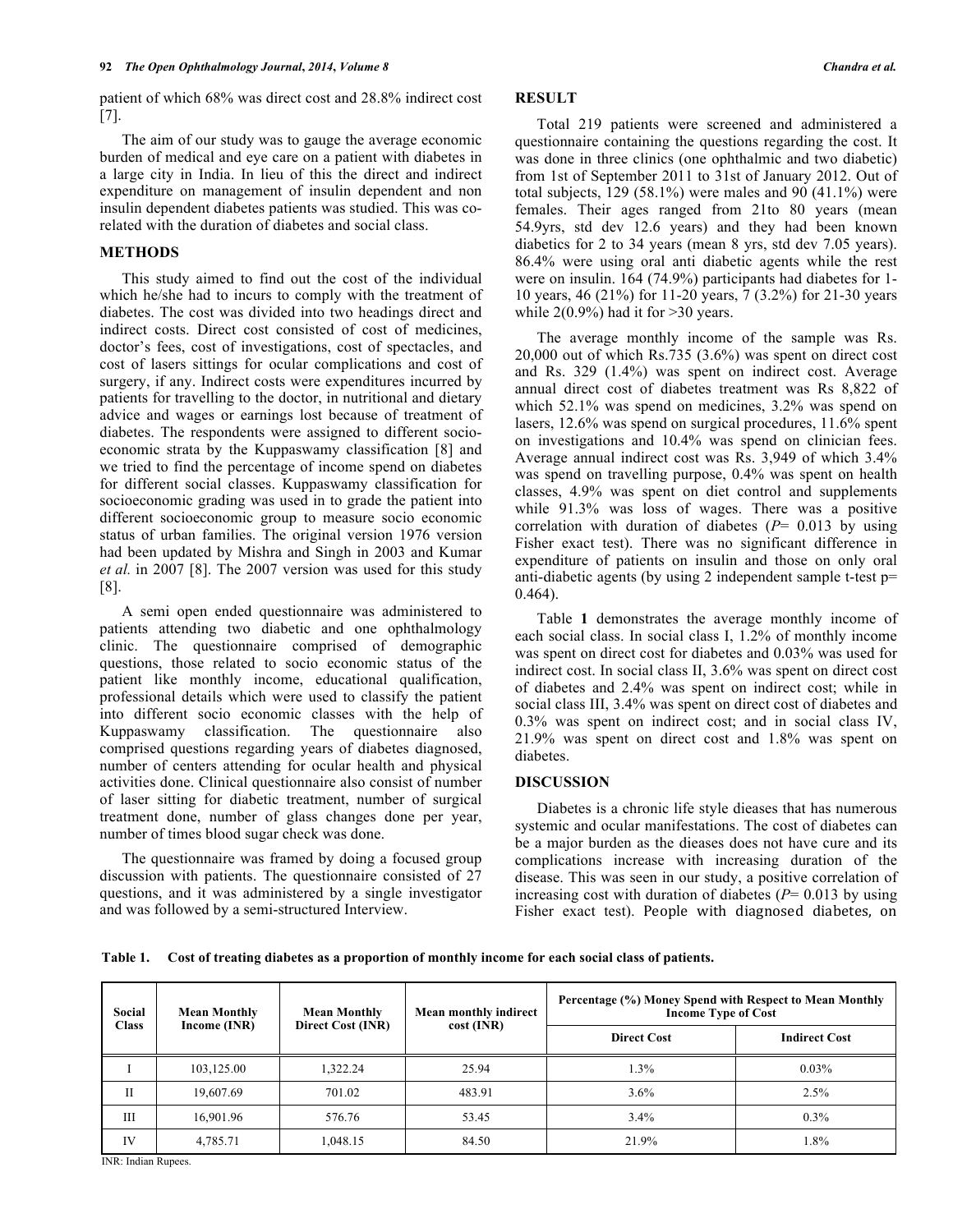patient of which 68% was direct cost and 28.8% indirect cost [7].

The aim of our study was to gauge the average economic burden of medical and eye care on a patient with diabetes in a large city in India. In lieu of this the direct and indirect expenditure on management of insulin dependent and non insulin dependent diabetes patients was studied. This was co-related with the duration of diabetes and social class.

## METHODS

This study aimed to find out the cost of the individual which he/she had to incurs to comply with the treatment of diabetes. The cost was divided into two headings direct and indirect costs. Direct cost consisted of cost of medicines, doctor's fees, cost of investigations, cost of spectacles, and cost of lasers sittings for ocular complications and cost of surgery, if any. Indirect costs were expenditures incurred by patients for travelling to the doctor, in nutritional and dietary advice and wages or earnings lost because of treatment of diabetes. The respondents were assigned to different socio-economic strata by the Kuppaswamy classification [8] and we tried to find the percentage of income spend on diabetes for different social classes. Kuppaswamy classification for socioeconomic grading was used in to grade the patient into different socioeconomic group to measure socio economic status of urban families. The original version 1976 version had been updated by Mishra and Singh in 2003 and Kumar *et al.* in 2007 [8]. The 2007 version was used for this study [8].

A semi open ended questionnaire was administered to patients attending two diabetic and one ophthalmology clinic. The questionnaire comprised of demographic questions, those related to socio economic status of the patient like monthly income, educational qualification, professional details which were used to classify the patient into different socio economic classes with the help of Kuppaswamy classification. The questionnaire also comprised questions regarding years of diabetes diagnosed, number of centers attending for ocular health and physical activities done. Clinical questionnaire also consist of number of laser sitting for diabetic treatment, number of surgical treatment done, number of glass changes done per year, number of times blood sugar check was done.

The questionnaire was framed by doing a focused group discussion with patients. The questionnaire consisted of 27 questions, and it was administered by a single investigator and was followed by a semi-structured Interview.

## RESULT

Total 219 patients were screened and administered a questionnaire containing the questions regarding the cost. It was done in three clinics (one ophthalmic and two diabetic) from 1st of September 2011 to 31st of January 2012. Out of total subjects, 129 (58.1%) were males and 90 (41.1%) were females. Their ages ranged from 21to 80 years (mean 54.9yrs, std dev 12.6 years) and they had been known diabetics for 2 to 34 years (mean 8 yrs, std dev 7.05 years). 86.4% were using oral anti diabetic agents while the rest were on insulin. 164 (74.9%) participants had diabetes for 1-10 years, 46 (21%) for 11-20 years, 7 (3.2%) for 21-30 years while 2(0.9%) had it for >30 years.

The average monthly income of the sample was Rs. 20,000 out of which Rs.735 (3.6%) was spent on direct cost and Rs. 329 (1.4%) was spent on indirect cost. Average annual direct cost of diabetes treatment was Rs 8,822 of which 52.1% was spend on medicines, 3.2% was spend on lasers, 12.6% was spend on surgical procedures, 11.6% spent on investigations and 10.4% was spend on clinician fees. Average annual indirect cost was Rs. 3,949 of which 3.4% was spend on travelling purpose, 0.4% was spent on health classes, 4.9% was spent on diet control and supplements while 91.3% was loss of wages. There was a positive correlation with duration of diabetes ($P$= 0.013 by using Fisher exact test). There was no significant difference in expenditure of patients on insulin and those on only oral anti-diabetic agents (by using 2 independent sample t-test p= 0.464).

Table **1** demonstrates the average monthly income of each social class. In social class I, 1.2% of monthly income was spent on direct cost for diabetes and 0.03% was used for indirect cost. In social class II, 3.6% was spent on direct cost of diabetes and 2.4% was spent on indirect cost; while in social class III, 3.4% was spent on direct cost of diabetes and 0.3% was spent on indirect cost; and in social class IV, 21.9% was spent on direct cost and 1.8% was spent on diabetes.

## DISCUSSION

Diabetes is a chronic life style dieases that has numerous systemic and ocular manifestations. The cost of diabetes can be a major burden as the dieases does not have cure and its complications increase with increasing duration of the disease. This was seen in our study, a positive correlation of increasing cost with duration of diabetes ($P$= 0.013 by using Fisher exact test). People with diagnosed diabetes, on

**Table 1. Cost of treating diabetes as a proportion of monthly income for each social class of patients.**

| Social Class | Mean Monthly Income (INR) | Mean Monthly Direct Cost (INR) | Mean monthly indirect cost (INR) | Percentage (%) Money Spend with Respect to Mean Monthly Income Type of Cost | |
|---|---|---|---|---|---|
| | | | | Direct Cost | Indirect Cost |
| I | 103,125.00 | 1,322.24 | 25.94 | 1.3% | 0.03% |
| II | 19,607.69 | 701.02 | 483.91 | 3.6% | 2.5% |
| III | 16,901.96 | 576.76 | 53.45 | 3.4% | 0.3% |
| IV | 4,785.71 | 1,048.15 | 84.50 | 21.9% | 1.8% |

INR: Indian Rupees.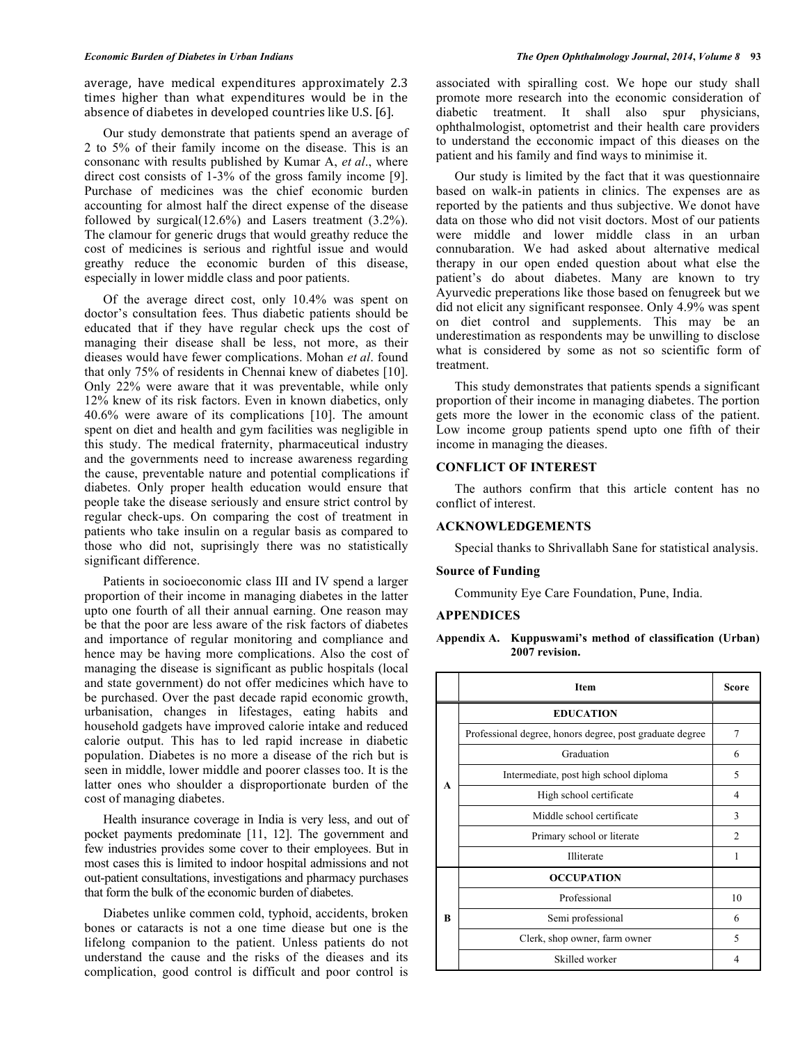average, have medical expenditures approximately 2.3 times higher than what expenditures would be in the absence of diabetes in developed countries like U.S. [6].

Our study demonstrate that patients spend an average of 2 to 5% of their family income on the disease. This is an consonanc with results published by Kumar A, *et al*., where direct cost consists of 1-3% of the gross family income [9]. Purchase of medicines was the chief economic burden accounting for almost half the direct expense of the disease followed by surgical(12.6%) and Lasers treatment (3.2%). The clamour for generic drugs that would greathy reduce the cost of medicines is serious and rightful issue and would greathy reduce the economic burden of this disease, especially in lower middle class and poor patients.

Of the average direct cost, only 10.4% was spent on doctor's consultation fees. Thus diabetic patients should be educated that if they have regular check ups the cost of managing their disease shall be less, not more, as their dieases would have fewer complications. Mohan *et al*. found that only 75% of residents in Chennai knew of diabetes [10]. Only 22% were aware that it was preventable, while only 12% knew of its risk factors. Even in known diabetics, only 40.6% were aware of its complications [10]. The amount spent on diet and health and gym facilities was negligible in this study. The medical fraternity, pharmaceutical industry and the governments need to increase awareness regarding the cause, preventable nature and potential complications if diabetes. Only proper health education would ensure that people take the disease seriously and ensure strict control by regular check-ups. On comparing the cost of treatment in patients who take insulin on a regular basis as compared to those who did not, suprisingly there was no statistically significant difference.

Patients in socioeconomic class III and IV spend a larger proportion of their income in managing diabetes in the latter upto one fourth of all their annual earning. One reason may be that the poor are less aware of the risk factors of diabetes and importance of regular monitoring and compliance and hence may be having more complications. Also the cost of managing the disease is significant as public hospitals (local and state government) do not offer medicines which have to be purchased. Over the past decade rapid economic growth, urbanisation, changes in lifestages, eating habits and household gadgets have improved calorie intake and reduced calorie output. This has to led rapid increase in diabetic population. Diabetes is no more a disease of the rich but is seen in middle, lower middle and poorer classes too. It is the latter ones who shoulder a disproportionate burden of the cost of managing diabetes.

Health insurance coverage in India is very less, and out of pocket payments predominate [11, 12]. The government and few industries provides some cover to their employees. But in most cases this is limited to indoor hospital admissions and not out-patient consultations, investigations and pharmacy purchases that form the bulk of the economic burden of diabetes.

Diabetes unlike commen cold, typhoid, accidents, broken bones or cataracts is not a one time diease but one is the lifelong companion to the patient. Unless patients do not understand the cause and the risks of the dieases and its complication, good control is difficult and poor control is associated with spiralling cost. We hope our study shall promote more research into the economic consideration of diabetic treatment. It shall also spur physicians, ophthalmologist, optometrist and their health care providers to understand the ecconomic impact of this dieases on the patient and his family and find ways to minimise it.

Our study is limited by the fact that it was questionnaire based on walk-in patients in clinics. The expenses are as reported by the patients and thus subjective. We donot have data on those who did not visit doctors. Most of our patients were middle and lower middle class in an urban connubaration. We had asked about alternative medical therapy in our open ended question about what else the patient's do about diabetes. Many are known to try Ayurvedic preperations like those based on fenugreek but we did not elicit any significant responsee. Only 4.9% was spent on diet control and supplements. This may be an underestimation as respondents may be unwilling to disclose what is considered by some as not so scientific form of treatment.

This study demonstrates that patients spends a significant proportion of their income in managing diabetes. The portion gets more the lower in the economic class of the patient. Low income group patients spend upto one fifth of their income in managing the dieases.

## CONFLICT OF INTEREST

The authors confirm that this article content has no conflict of interest.

## ACKNOWLEDGEMENTS

Special thanks to Shrivallabh Sane for statistical analysis.

### Source of Funding

Community Eye Care Foundation, Pune, India.

## APPENDICES

**Appendix A. Kuppuswami's method of classification (Urban) 2007 revision.**

| | Item | Score |
|---|---|---|
| A | **EDUCATION** | |
| | Professional degree, honors degree, post graduate degree | 7 |
| | Graduation | 6 |
| | Intermediate, post high school diploma | 5 |
| | High school certificate | 4 |
| | Middle school certificate | 3 |
| | Primary school or literate | 2 |
| | Illiterate | 1 |
| B | **OCCUPATION** | |
| | Professional | 10 |
| | Semi professional | 6 |
| | Clerk, shop owner, farm owner | 5 |
| | Skilled worker | 4 |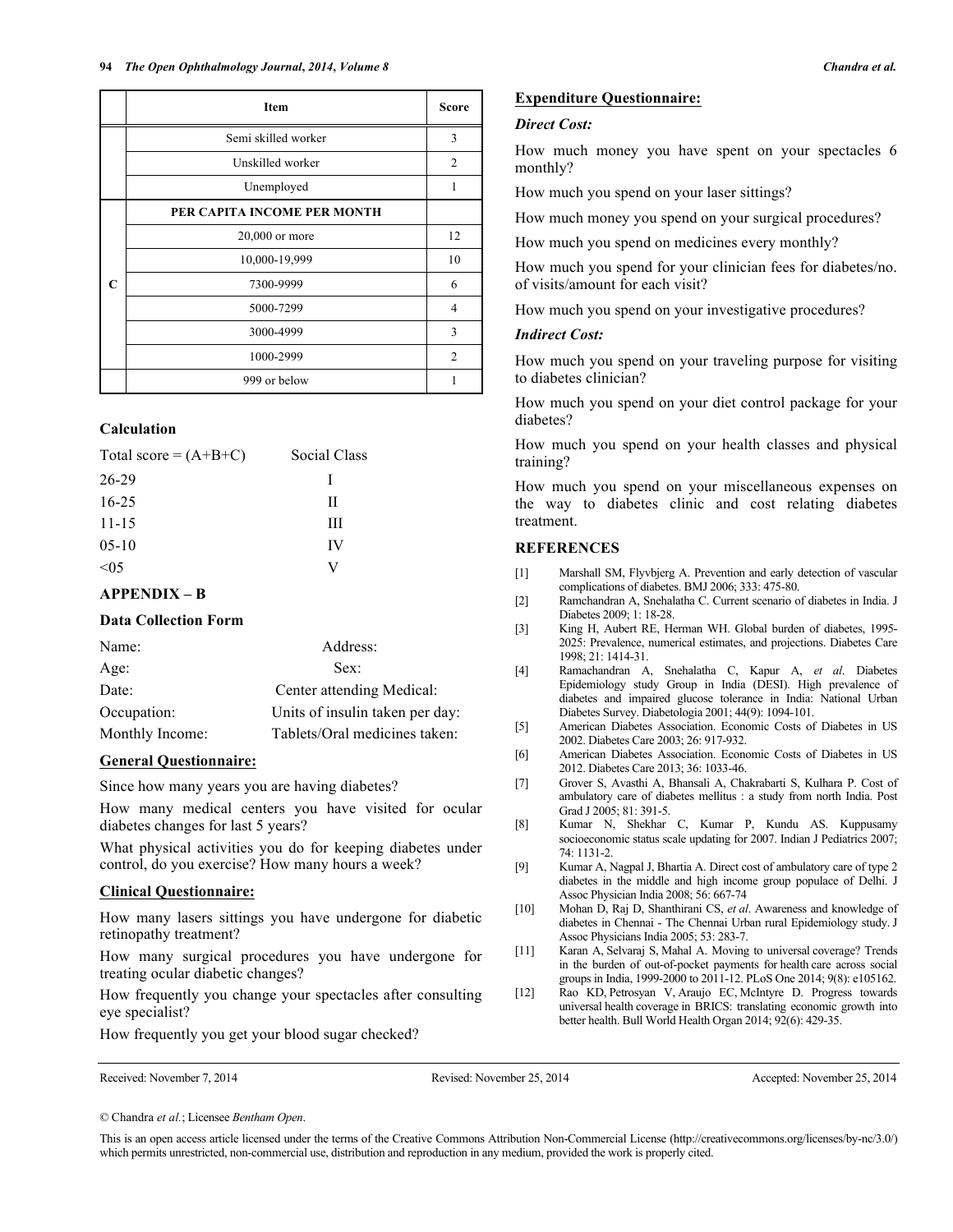| | Item | Score |
|---|---|---|
| | Semi skilled worker | 3 |
| | Unskilled worker | 2 |
| | Unemployed | 1 |
| C | **PER CAPITA INCOME PER MONTH** | |
| | 20,000 or more | 12 |
| | 10,000-19,999 | 10 |
| | 7300-9999 | 6 |
| | 5000-7299 | 4 |
| | 3000-4999 | 3 |
| | 1000-2999 | 2 |
| | 999 or below | 1 |

### Calculation

| Total score = (A+B+C) | Social Class |
|---|---|
| 26-29 | I |
| 16-25 | II |
| 11-15 | III |
| 05-10 | IV |
| <05 | V |

## APPENDIX – B

### Data Collection Form

| | |
|---|---|
| Name: | Address: |
| Age: | Sex: |
| Date: | Center attending Medical: |
| Occupation: | Units of insulin taken per day: |
| Monthly Income: | Tablets/Oral medicines taken: |

**General Questionnaire:**

Since how many years you are having diabetes?

How many medical centers you have visited for ocular diabetes changes for last 5 years?

What physical activities you do for keeping diabetes under control, do you exercise? How many hours a week?

**Clinical Questionnaire:**

How many lasers sittings you have undergone for diabetic retinopathy treatment?

How many surgical procedures you have undergone for treating ocular diabetic changes?

How frequently you change your spectacles after consulting eye specialist?

How frequently you get your blood sugar checked?

**Expenditure Questionnaire:**

***Direct Cost:***

How much money you have spent on your spectacles 6 monthly?

How much you spend on your laser sittings?

How much money you spend on your surgical procedures?

How much you spend on medicines every monthly?

How much you spend for your clinician fees for diabetes/no. of visits/amount for each visit?

How much you spend on your investigative procedures?

***Indirect Cost:***

How much you spend on your traveling purpose for visiting to diabetes clinician?

How much you spend on your diet control package for your diabetes?

How much you spend on your health classes and physical training?

How much you spend on your miscellaneous expenses on the way to diabetes clinic and cost relating diabetes treatment.

## REFERENCES

[1] Marshall SM, Flyvbjerg A. Prevention and early detection of vascular complications of diabetes. BMJ 2006; 333: 475-80.

[2] Ramchandran A, Snehalatha C. Current scenario of diabetes in India. J Diabetes 2009; 1: 18-28.

[3] King H, Aubert RE, Herman WH. Global burden of diabetes, 1995-2025: Prevalence, numerical estimates, and projections. Diabetes Care 1998; 21: 1414-31.

[4] Ramachandran A, Snehalatha C, Kapur A, *et al*. Diabetes Epidemiology study Group in India (DESI). High prevalence of diabetes and impaired glucose tolerance in India: National Urban Diabetes Survey. Diabetologia 2001; 44(9): 1094-101.

[5] American Diabetes Association. Economic Costs of Diabetes in US 2002. Diabetes Care 2003; 26: 917-932.

[6] American Diabetes Association. Economic Costs of Diabetes in US 2012. Diabetes Care 2013; 36: 1033-46.

[7] Grover S, Avasthi A, Bhansali A, Chakrabarti S, Kulhara P. Cost of ambulatory care of diabetes mellitus : a study from north India. Post Grad J 2005; 81: 391-5.

[8] Kumar N, Shekhar C, Kumar P, Kundu AS. Kuppusamy socioeconomic status scale updating for 2007. Indian J Pediatrics 2007; 74: 1131-2.

[9] Kumar A, Nagpal J, Bhartia A. Direct cost of ambulatory care of type 2 diabetes in the middle and high income group populace of Delhi. J Assoc Physician India 2008; 56: 667-74

[10] Mohan D, Raj D, Shanthirani CS, *et al*. Awareness and knowledge of diabetes in Chennai - The Chennai Urban rural Epidemiology study. J Assoc Physicians India 2005; 53: 283-7.

[11] Karan A, Selvaraj S, Mahal A. Moving to universal coverage? Trends in the burden of out-of-pocket payments for health care across social groups in India, 1999-2000 to 2011-12. PLoS One 2014; 9(8): e105162.

[12] Rao KD, Petrosyan V, Araujo EC, McIntyre D. Progress towards universal health coverage in BRICS: translating economic growth into better health. Bull World Health Organ 2014; 92(6): 429-35.

Received: November 7, 2014 Revised: November 25, 2014 Accepted: November 25, 2014

© Chandra *et al.*; Licensee *Bentham Open*.

This is an open access article licensed under the terms of the Creative Commons Attribution Non-Commercial License (http://creativecommons.org/licenses/by-nc/3.0/) which permits unrestricted, non-commercial use, distribution and reproduction in any medium, provided the work is properly cited.